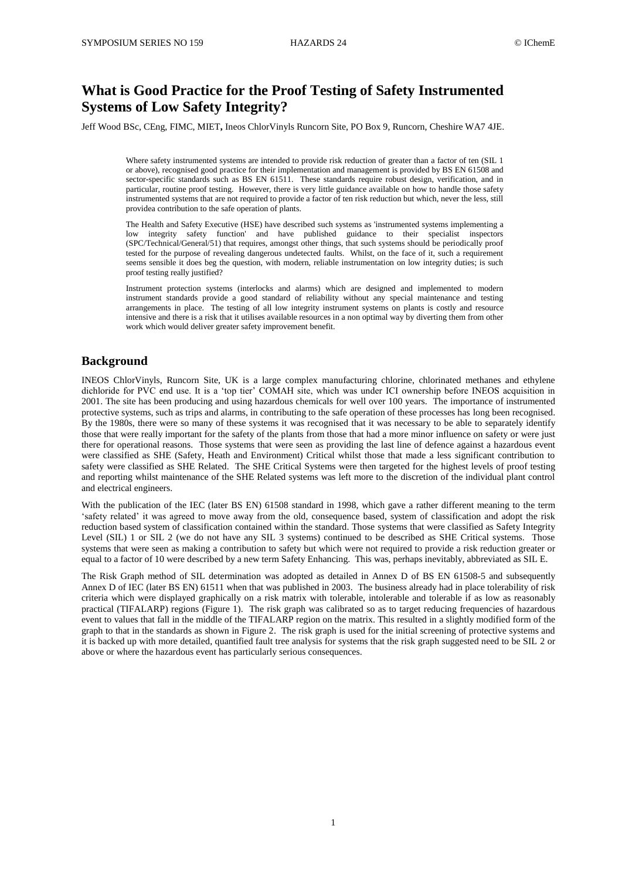# What is Good Practice for the Proof Testing of Safety Instrumented Systems of Low Safety Integrity?

Jeff Wood BSc, CEng, FIMC, MIET**,** Ineos ChlorVinyls Runcorn Site, PO Box 9, Runcorn, Cheshire WA7 4JE.

> Where safety instrumented systems are intended to provide risk reduction of greater than a factor of ten (SIL 1 or above), recognised good practice for their implementation and management is provided by BS EN 61508 and sector-specific standards such as BS EN 61511. These standards require robust design, verification, and in particular, routine proof testing. However, there is very little guidance available on how to handle those safety instrumented systems that are not required to provide a factor of ten risk reduction but which, never the less, still providea contribution to the safe operation of plants.
>
> The Health and Safety Executive (HSE) have described such systems as 'instrumented systems implementing a low integrity safety function' and have published guidance to their specialist inspectors (SPC/Technical/General/51) that requires, amongst other things, that such systems should be periodically proof tested for the purpose of revealing dangerous undetected faults. Whilst, on the face of it, such a requirement seems sensible it does beg the question, with modern, reliable instrumentation on low integrity duties; is such proof testing really justified?
>
> Instrument protection systems (interlocks and alarms) which are designed and implemented to modern instrument standards provide a good standard of reliability without any special maintenance and testing arrangements in place. The testing of all low integrity instrument systems on plants is costly and resource intensive and there is a risk that it utilises available resources in a non optimal way by diverting them from other work which would deliver greater safety improvement benefit.

## Background

INEOS ChlorVinyls, Runcorn Site, UK is a large complex manufacturing chlorine, chlorinated methanes and ethylene dichloride for PVC end use. It is a 'top tier' COMAH site, which was under ICI ownership before INEOS acquisition in 2001. The site has been producing and using hazardous chemicals for well over 100 years. The importance of instrumented protective systems, such as trips and alarms, in contributing to the safe operation of these processes has long been recognised. By the 1980s, there were so many of these systems it was recognised that it was necessary to be able to separately identify those that were really important for the safety of the plants from those that had a more minor influence on safety or were just there for operational reasons. Those systems that were seen as providing the last line of defence against a hazardous event were classified as SHE (Safety, Heath and Environment) Critical whilst those that made a less significant contribution to safety were classified as SHE Related. The SHE Critical Systems were then targeted for the highest levels of proof testing and reporting whilst maintenance of the SHE Related systems was left more to the discretion of the individual plant control and electrical engineers.

With the publication of the IEC (later BS EN) 61508 standard in 1998, which gave a rather different meaning to the term 'safety related' it was agreed to move away from the old, consequence based, system of classification and adopt the risk reduction based system of classification contained within the standard. Those systems that were classified as Safety Integrity Level (SIL) 1 or SIL 2 (we do not have any SIL 3 systems) continued to be described as SHE Critical systems. Those systems that were seen as making a contribution to safety but which were not required to provide a risk reduction greater or equal to a factor of 10 were described by a new term Safety Enhancing. This was, perhaps inevitably, abbreviated as SIL E.

The Risk Graph method of SIL determination was adopted as detailed in Annex D of BS EN 61508-5 and subsequently Annex D of IEC (later BS EN) 61511 when that was published in 2003. The business already had in place tolerability of risk criteria which were displayed graphically on a risk matrix with tolerable, intolerable and tolerable if as low as reasonably practical (TIFALARP) regions (Figure 1). The risk graph was calibrated so as to target reducing frequencies of hazardous event to values that fall in the middle of the TIFALARP region on the matrix. This resulted in a slightly modified form of the graph to that in the standards as shown in Figure 2. The risk graph is used for the initial screening of protective systems and it is backed up with more detailed, quantified fault tree analysis for systems that the risk graph suggested need to be SIL 2 or above or where the hazardous event has particularly serious consequences.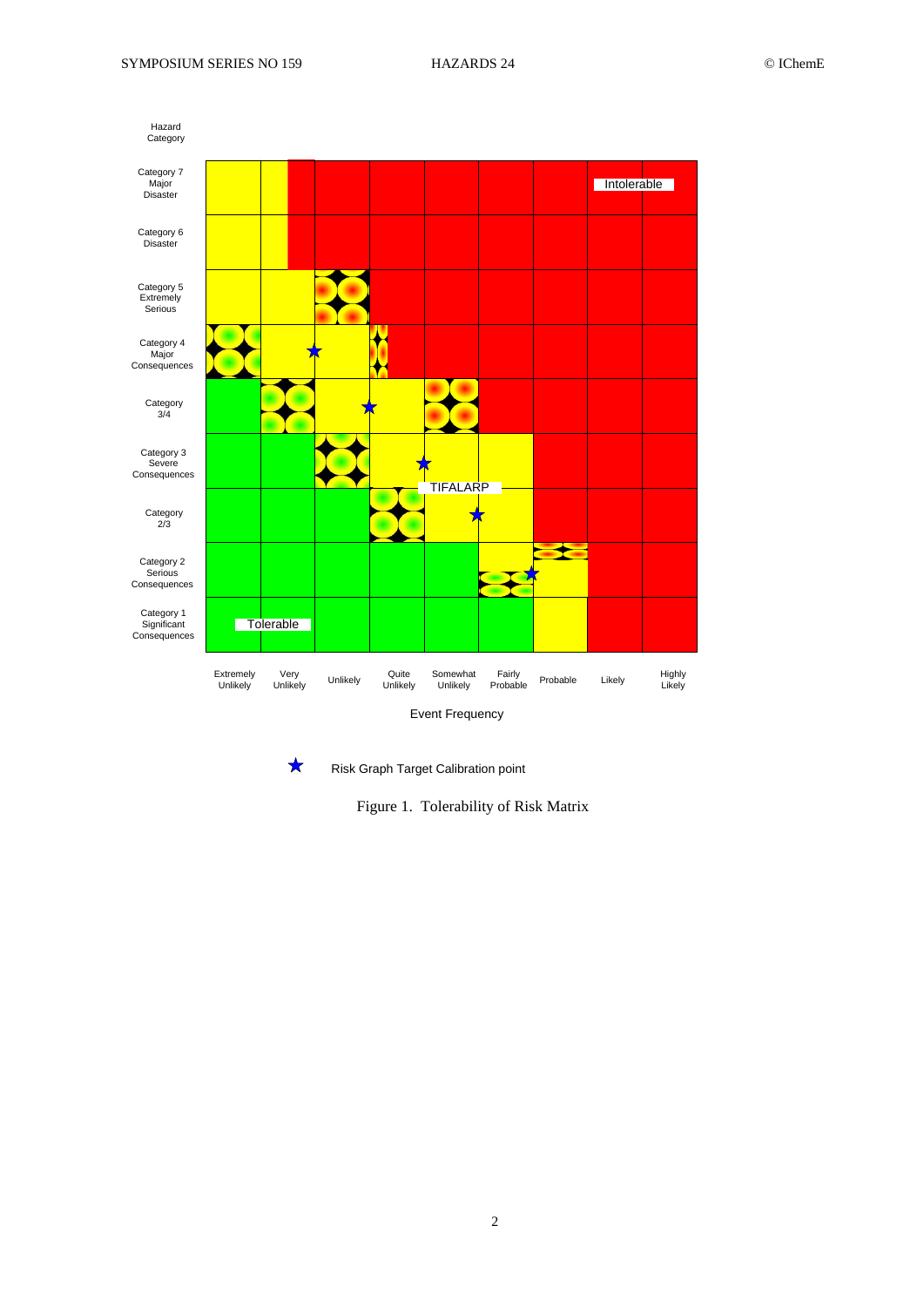Hazard Category

| Hazard Category | Extremely Unlikely | Very Unlikely | Unlikely | Quite Unlikely | Somewhat Unlikely | Fairly Probable | Probable | Likely | Highly Likely |
|---|---|---|---|---|---|---|---|---|---|
| Category 7 Major Disaster | | | | | | | | Intolerable | |
| Category 6 Disaster | | | | | | | | | |
| Category 5 Extremely Serious | | | | | | | | | |
| Category 4 Major Consequences | | | ★ | | | | | | |
| Category 3/4 | | | | ★ | | | | | |
| Category 3 Severe Consequences | | | | | ★ | | | | |
| Category 2/3 | | | | | TIFALARP ★ | | | | |
| Category 2 Serious Consequences | | | | | | ★ | | | |
| Category 1 Significant Consequences | | Tolerable | | | | | | | |

Event Frequency

★ Risk Graph Target Calibration point

Figure 1. Tolerability of Risk Matrix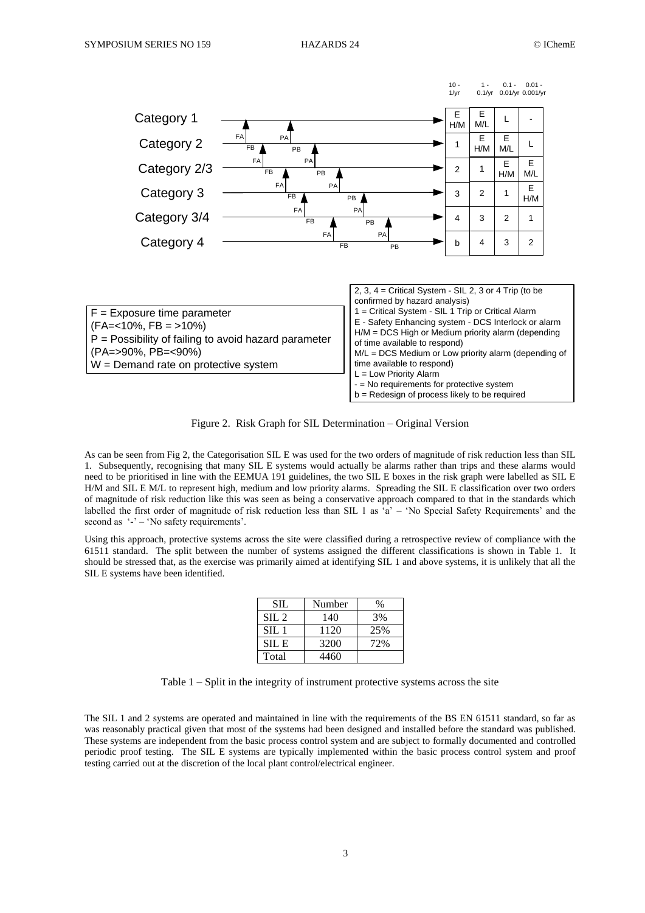| | 10 - 1/yr | 1 - 0.1/yr | 0.1 - 0.01/yr | 0.01 - 0.001/yr |
|---|---|---|---|---|
| Category 1 | E H/M | E M/L | L | - |
| Category 2 | 1 | E H/M | E M/L | L |
| Category 2/3 | 2 | 1 | E H/M | E M/L |
| Category 3 | 3 | 2 | 1 | E H/M |
| Category 3/4 | 4 | 3 | 2 | 1 |
| Category 4 | b | 4 | 3 | 2 |

F = Exposure time parameter
(FA=<10%, FB = >10%)
P = Possibility of failing to avoid hazard parameter
(PA=>90%, PB=<90%)
W = Demand rate on protective system

2, 3, 4 = Critical System - SIL 2, 3 or 4 Trip (to be confirmed by hazard analysis)
1 = Critical System - SIL 1 Trip or Critical Alarm
E - Safety Enhancing system - DCS Interlock or alarm
H/M = DCS High or Medium priority alarm (depending of time available to respond)
M/L = DCS Medium or Low priority alarm (depending of time available to respond)
L = Low Priority Alarm
\- = No requirements for protective system
b = Redesign of process likely to be required

Figure 2. Risk Graph for SIL Determination – Original Version

As can be seen from Fig 2, the Categorisation SIL E was used for the two orders of magnitude of risk reduction less than SIL 1. Subsequently, recognising that many SIL E systems would actually be alarms rather than trips and these alarms would need to be prioritised in line with the EEMUA 191 guidelines, the two SIL E boxes in the risk graph were labelled as SIL E H/M and SIL E M/L to represent high, medium and low priority alarms. Spreading the SIL E classification over two orders of magnitude of risk reduction like this was seen as being a conservative approach compared to that in the standards which labelled the first order of magnitude of risk reduction less than SIL 1 as 'a' – 'No Special Safety Requirements' and the second as '-' – 'No safety requirements'.

Using this approach, protective systems across the site were classified during a retrospective review of compliance with the 61511 standard. The split between the number of systems assigned the different classifications is shown in Table 1. It should be stressed that, as the exercise was primarily aimed at identifying SIL 1 and above systems, it is unlikely that all the SIL E systems have been identified.

| SIL | Number | % |
|---|---|---|
| SIL 2 | 140 | 3% |
| SIL 1 | 1120 | 25% |
| SIL E | 3200 | 72% |
| Total | 4460 | |

Table 1 – Split in the integrity of instrument protective systems across the site

The SIL 1 and 2 systems are operated and maintained in line with the requirements of the BS EN 61511 standard, so far as was reasonably practical given that most of the systems had been designed and installed before the standard was published. These systems are independent from the basic process control system and are subject to formally documented and controlled periodic proof testing. The SIL E systems are typically implemented within the basic process control system and proof testing carried out at the discretion of the local plant control/electrical engineer.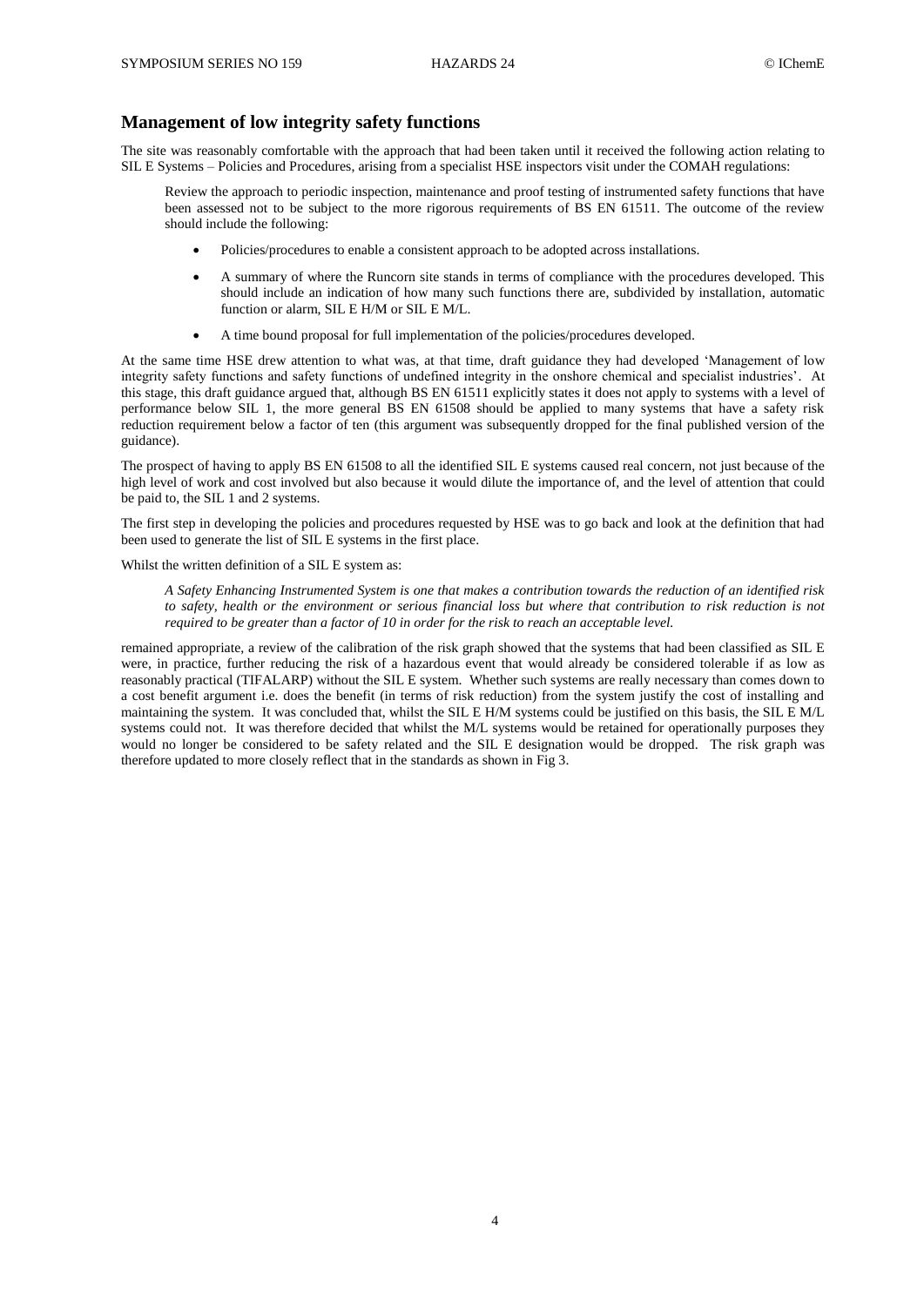## Management of low integrity safety functions

The site was reasonably comfortable with the approach that had been taken until it received the following action relating to SIL E Systems – Policies and Procedures, arising from a specialist HSE inspectors visit under the COMAH regulations:

> Review the approach to periodic inspection, maintenance and proof testing of instrumented safety functions that have been assessed not to be subject to the more rigorous requirements of BS EN 61511. The outcome of the review should include the following:
>
> - Policies/procedures to enable a consistent approach to be adopted across installations.
> - A summary of where the Runcorn site stands in terms of compliance with the procedures developed. This should include an indication of how many such functions there are, subdivided by installation, automatic function or alarm, SIL E H/M or SIL E M/L.
> - A time bound proposal for full implementation of the policies/procedures developed.

At the same time HSE drew attention to what was, at that time, draft guidance they had developed 'Management of low integrity safety functions and safety functions of undefined integrity in the onshore chemical and specialist industries'. At this stage, this draft guidance argued that, although BS EN 61511 explicitly states it does not apply to systems with a level of performance below SIL 1, the more general BS EN 61508 should be applied to many systems that have a safety risk reduction requirement below a factor of ten (this argument was subsequently dropped for the final published version of the guidance).

The prospect of having to apply BS EN 61508 to all the identified SIL E systems caused real concern, not just because of the high level of work and cost involved but also because it would dilute the importance of, and the level of attention that could be paid to, the SIL 1 and 2 systems.

The first step in developing the policies and procedures requested by HSE was to go back and look at the definition that had been used to generate the list of SIL E systems in the first place.

Whilst the written definition of a SIL E system as:

> *A Safety Enhancing Instrumented System is one that makes a contribution towards the reduction of an identified risk to safety, health or the environment or serious financial loss but where that contribution to risk reduction is not required to be greater than a factor of 10 in order for the risk to reach an acceptable level.*

remained appropriate, a review of the calibration of the risk graph showed that the systems that had been classified as SIL E were, in practice, further reducing the risk of a hazardous event that would already be considered tolerable if as low as reasonably practical (TIFALARP) without the SIL E system. Whether such systems are really necessary than comes down to a cost benefit argument i.e. does the benefit (in terms of risk reduction) from the system justify the cost of installing and maintaining the system. It was concluded that, whilst the SIL E H/M systems could be justified on this basis, the SIL E M/L systems could not. It was therefore decided that whilst the M/L systems would be retained for operationally purposes they would no longer be considered to be safety related and the SIL E designation would be dropped. The risk graph was therefore updated to more closely reflect that in the standards as shown in Fig 3.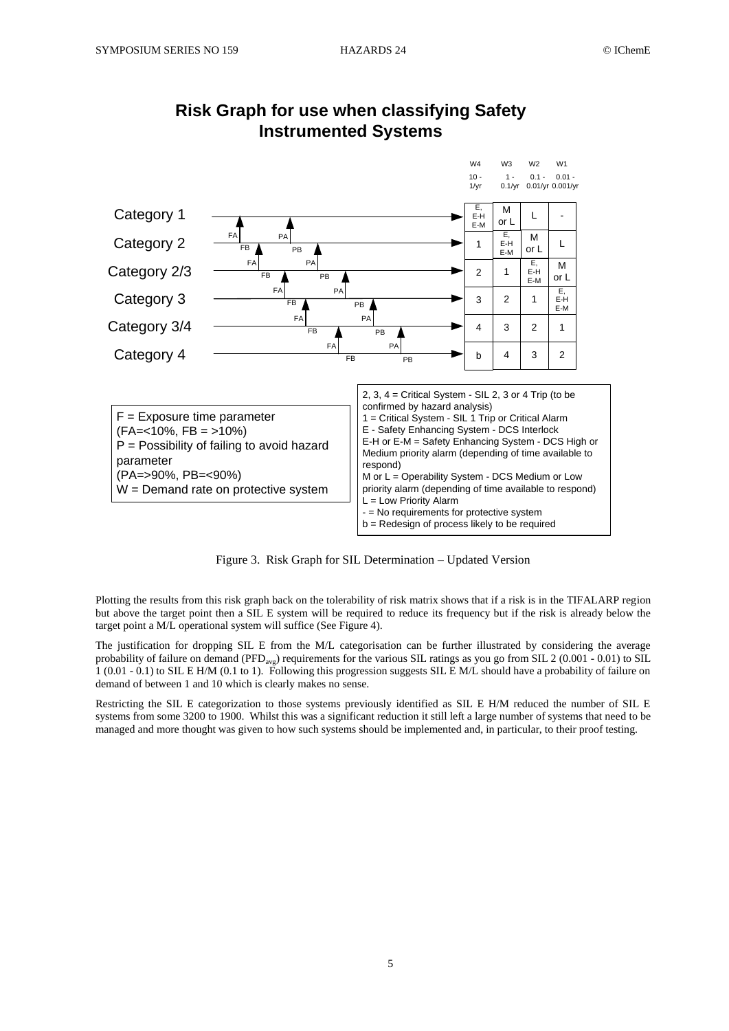## Risk Graph for use when classifying Safety Instrumented Systems

| | W4 (10 - 1/yr) | W3 (1 - 0.1/yr) | W2 (0.1 - 0.01/yr) | W1 (0.01 - 0.001/yr) |
|---|---|---|---|---|
| Category 1 | E, E-H E-M | M or L | L | - |
| Category 2 | 1 | E, E-H E-M | M or L | L |
| Category 2/3 | 2 | 1 | E, E-H E-M | M or L |
| Category 3 | 3 | 2 | 1 | E, E-H E-M |
| Category 3/4 | 4 | 3 | 2 | 1 |
| Category 4 | b | 4 | 3 | 2 |

F = Exposure time parameter (FA=<10%, FB = >10%)
P = Possibility of failing to avoid hazard parameter (PA=>90%, PB=<90%)
W = Demand rate on protective system

2, 3, 4 = Critical System - SIL 2, 3 or 4 Trip (to be confirmed by hazard analysis)
1 = Critical System - SIL 1 Trip or Critical Alarm
E - Safety Enhancing System - DCS Interlock
E-H or E-M = Safety Enhancing System - DCS High or Medium priority alarm (depending of time available to respond)
M or L = Operability System - DCS Medium or Low priority alarm (depending of time available to respond)
L = Low Priority Alarm
- = No requirements for protective system
b = Redesign of process likely to be required

Figure 3. Risk Graph for SIL Determination – Updated Version

Plotting the results from this risk graph back on the tolerability of risk matrix shows that if a risk is in the TIFALARP region but above the target point then a SIL E system will be required to reduce its frequency but if the risk is already below the target point a M/L operational system will suffice (See Figure 4).

The justification for dropping SIL E from the M/L categorisation can be further illustrated by considering the average probability of failure on demand ($PFD_{avg}$) requirements for the various SIL ratings as you go from SIL 2 (0.001 - 0.01) to SIL 1 (0.01 - 0.1) to SIL E H/M (0.1 to 1). Following this progression suggests SIL E M/L should have a probability of failure on demand of between 1 and 10 which is clearly makes no sense.

Restricting the SIL E categorization to those systems previously identified as SIL E H/M reduced the number of SIL E systems from some 3200 to 1900. Whilst this was a significant reduction it still left a large number of systems that need to be managed and more thought was given to how such systems should be implemented and, in particular, to their proof testing.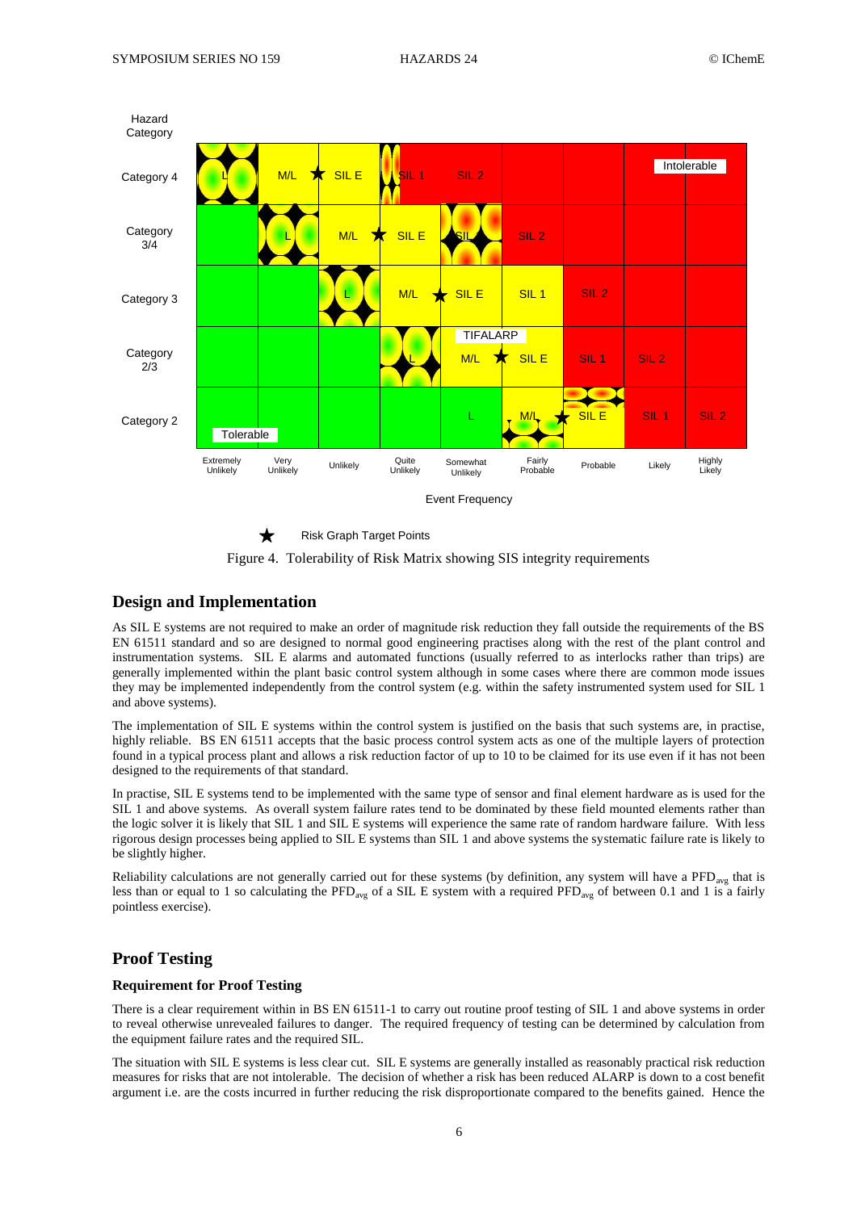| Hazard Category | | | | | | | | | |
|---|---|---|---|---|---|---|---|---|---|
| Category 4 | L | M/L ★ | SIL E | SIL 1 | SIL 2 | | | Intolerable | |
| Category 3/4 | | L | M/L ★ | SIL E | SIL | SIL 2 | | | |
| Category 3 | | | L | M/L ★ | SIL E | SIL 1 | SIL 2 | | |
| Category 2/3 | | | | L | TIFALARP M/L ★ | SIL E | SIL 1 | SIL 2 | |
| Category 2 | Tolerable | | | | L | M/L ★ | SIL E | SIL 1 | SIL 2 |
| | Extremely Unlikely | Very Unlikely | Unlikely | Quite Unlikely | Somewhat Unlikely | Fairly Probable | Probable | Likely | Highly Likely |

Event Frequency

★ Risk Graph Target Points

Figure 4. Tolerability of Risk Matrix showing SIS integrity requirements

## Design and Implementation

As SIL E systems are not required to make an order of magnitude risk reduction they fall outside the requirements of the BS EN 61511 standard and so are designed to normal good engineering practises along with the rest of the plant control and instrumentation systems. SIL E alarms and automated functions (usually referred to as interlocks rather than trips) are generally implemented within the plant basic control system although in some cases where there are common mode issues they may be implemented independently from the control system (e.g. within the safety instrumented system used for SIL 1 and above systems).

The implementation of SIL E systems within the control system is justified on the basis that such systems are, in practise, highly reliable. BS EN 61511 accepts that the basic process control system acts as one of the multiple layers of protection found in a typical process plant and allows a risk reduction factor of up to 10 to be claimed for its use even if it has not been designed to the requirements of that standard.

In practise, SIL E systems tend to be implemented with the same type of sensor and final element hardware as is used for the SIL 1 and above systems. As overall system failure rates tend to be dominated by these field mounted elements rather than the logic solver it is likely that SIL 1 and SIL E systems will experience the same rate of random hardware failure. With less rigorous design processes being applied to SIL E systems than SIL 1 and above systems the systematic failure rate is likely to be slightly higher.

Reliability calculations are not generally carried out for these systems (by definition, any system will have a $PFD_{avg}$ that is less than or equal to 1 so calculating the $PFD_{avg}$ of a SIL E system with a required $PFD_{avg}$ of between 0.1 and 1 is a fairly pointless exercise).

## Proof Testing

### Requirement for Proof Testing

There is a clear requirement within in BS EN 61511-1 to carry out routine proof testing of SIL 1 and above systems in order to reveal otherwise unrevealed failures to danger. The required frequency of testing can be determined by calculation from the equipment failure rates and the required SIL.

The situation with SIL E systems is less clear cut. SIL E systems are generally installed as reasonably practical risk reduction measures for risks that are not intolerable. The decision of whether a risk has been reduced ALARP is down to a cost benefit argument i.e. are the costs incurred in further reducing the risk disproportionate compared to the benefits gained. Hence the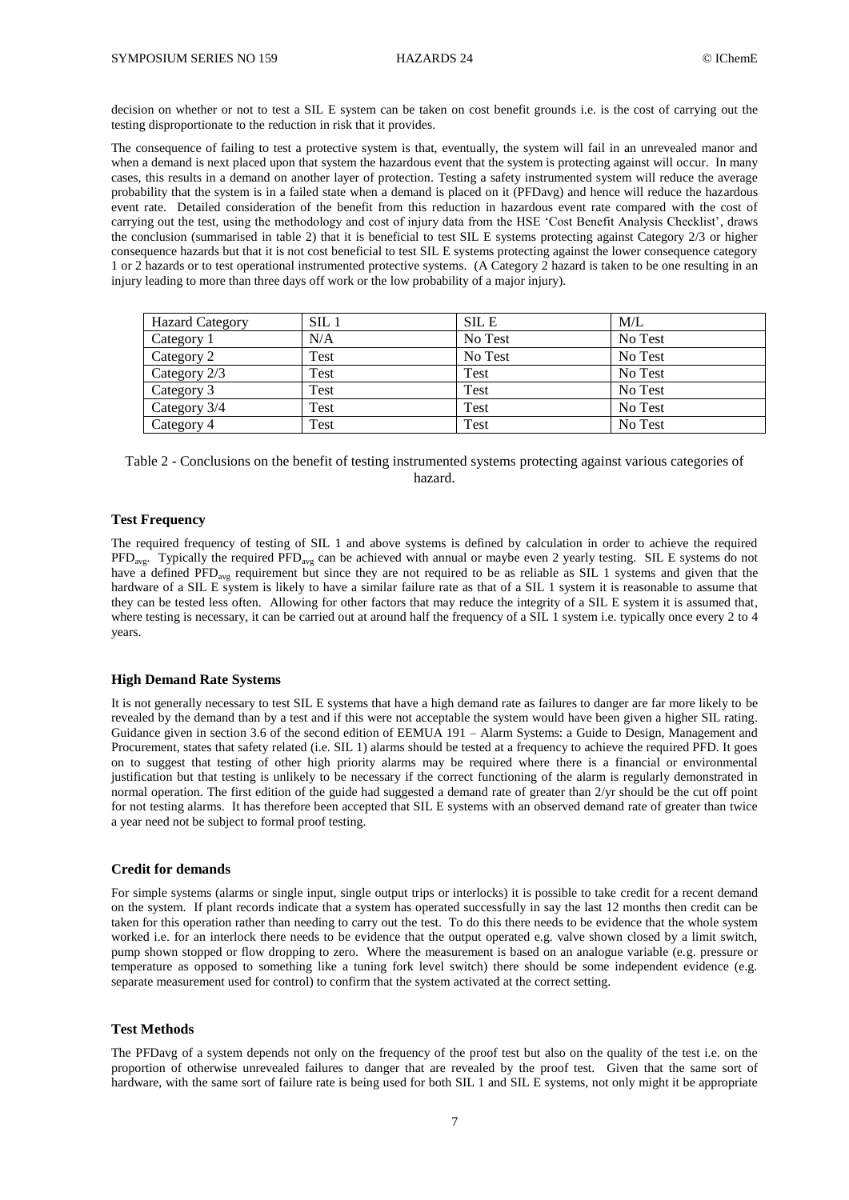decision on whether or not to test a SIL E system can be taken on cost benefit grounds i.e. is the cost of carrying out the testing disproportionate to the reduction in risk that it provides.

The consequence of failing to test a protective system is that, eventually, the system will fail in an unrevealed manor and when a demand is next placed upon that system the hazardous event that the system is protecting against will occur. In many cases, this results in a demand on another layer of protection. Testing a safety instrumented system will reduce the average probability that the system is in a failed state when a demand is placed on it (PFDavg) and hence will reduce the hazardous event rate. Detailed consideration of the benefit from this reduction in hazardous event rate compared with the cost of carrying out the test, using the methodology and cost of injury data from the HSE 'Cost Benefit Analysis Checklist', draws the conclusion (summarised in table 2) that it is beneficial to test SIL E systems protecting against Category 2/3 or higher consequence hazards but that it is not cost beneficial to test SIL E systems protecting against the lower consequence category 1 or 2 hazards or to test operational instrumented protective systems. (A Category 2 hazard is taken to be one resulting in an injury leading to more than three days off work or the low probability of a major injury).

| Hazard Category | SIL 1 | SIL E | M/L |
|---|---|---|---|
| Category 1 | N/A | No Test | No Test |
| Category 2 | Test | No Test | No Test |
| Category 2/3 | Test | Test | No Test |
| Category 3 | Test | Test | No Test |
| Category 3/4 | Test | Test | No Test |
| Category 4 | Test | Test | No Test |

Table 2 - Conclusions on the benefit of testing instrumented systems protecting against various categories of hazard.

### Test Frequency

The required frequency of testing of SIL 1 and above systems is defined by calculation in order to achieve the required $PFD_{avg}$. Typically the required $PFD_{avg}$ can be achieved with annual or maybe even 2 yearly testing. SIL E systems do not have a defined $PFD_{avg}$ requirement but since they are not required to be as reliable as SIL 1 systems and given that the hardware of a SIL E system is likely to have a similar failure rate as that of a SIL 1 system it is reasonable to assume that they can be tested less often. Allowing for other factors that may reduce the integrity of a SIL E system it is assumed that, where testing is necessary, it can be carried out at around half the frequency of a SIL 1 system i.e. typically once every 2 to 4 years.

### High Demand Rate Systems

It is not generally necessary to test SIL E systems that have a high demand rate as failures to danger are far more likely to be revealed by the demand than by a test and if this were not acceptable the system would have been given a higher SIL rating. Guidance given in section 3.6 of the second edition of EEMUA 191 – Alarm Systems: a Guide to Design, Management and Procurement, states that safety related (i.e. SIL 1) alarms should be tested at a frequency to achieve the required PFD. It goes on to suggest that testing of other high priority alarms may be required where there is a financial or environmental justification but that testing is unlikely to be necessary if the correct functioning of the alarm is regularly demonstrated in normal operation. The first edition of the guide had suggested a demand rate of greater than 2/yr should be the cut off point for not testing alarms. It has therefore been accepted that SIL E systems with an observed demand rate of greater than twice a year need not be subject to formal proof testing.

### Credit for demands

For simple systems (alarms or single input, single output trips or interlocks) it is possible to take credit for a recent demand on the system. If plant records indicate that a system has operated successfully in say the last 12 months then credit can be taken for this operation rather than needing to carry out the test. To do this there needs to be evidence that the whole system worked i.e. for an interlock there needs to be evidence that the output operated e.g. valve shown closed by a limit switch, pump shown stopped or flow dropping to zero. Where the measurement is based on an analogue variable (e.g. pressure or temperature as opposed to something like a tuning fork level switch) there should be some independent evidence (e.g. separate measurement used for control) to confirm that the system activated at the correct setting.

### Test Methods

The PFDavg of a system depends not only on the frequency of the proof test but also on the quality of the test i.e. on the proportion of otherwise unrevealed failures to danger that are revealed by the proof test. Given that the same sort of hardware, with the same sort of failure rate is being used for both SIL 1 and SIL E systems, not only might it be appropriate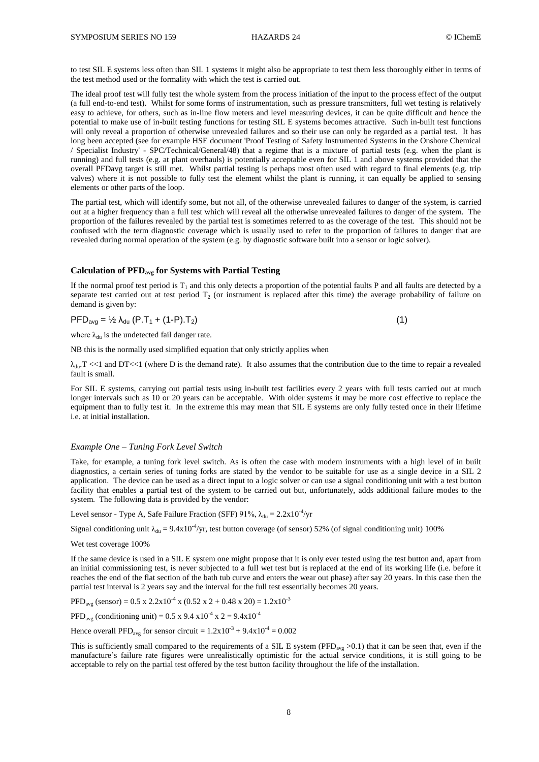to test SIL E systems less often than SIL 1 systems it might also be appropriate to test them less thoroughly either in terms of the test method used or the formality with which the test is carried out.

The ideal proof test will fully test the whole system from the process initiation of the input to the process effect of the output (a full end-to-end test). Whilst for some forms of instrumentation, such as pressure transmitters, full wet testing is relatively easy to achieve, for others, such as in-line flow meters and level measuring devices, it can be quite difficult and hence the potential to make use of in-built testing functions for testing SIL E systems becomes attractive. Such in-built test functions will only reveal a proportion of otherwise unrevealed failures and so their use can only be regarded as a partial test. It has long been accepted (see for example HSE document 'Proof Testing of Safety Instrumented Systems in the Onshore Chemical / Specialist Industry' - SPC/Technical/General/48) that a regime that is a mixture of partial tests (e.g. when the plant is running) and full tests (e.g. at plant overhauls) is potentially acceptable even for SIL 1 and above systems provided that the overall PFDavg target is still met. Whilst partial testing is perhaps most often used with regard to final elements (e.g. trip valves) where it is not possible to fully test the element whilst the plant is running, it can equally be applied to sensing elements or other parts of the loop.

The partial test, which will identify some, but not all, of the otherwise unrevealed failures to danger of the system, is carried out at a higher frequency than a full test which will reveal all the otherwise unrevealed failures to danger of the system. The proportion of the failures revealed by the partial test is sometimes referred to as the coverage of the test. This should not be confused with the term diagnostic coverage which is usually used to refer to the proportion of failures to danger that are revealed during normal operation of the system (e.g. by diagnostic software built into a sensor or logic solver).

### Calculation of $PFD_{avg}$ for Systems with Partial Testing

If the normal proof test period is $T_1$ and this only detects a proportion of the potential faults P and all faults are detected by a separate test carried out at test period $T_2$ (or instrument is replaced after this time) the average probability of failure on demand is given by:

$$PFD_{avg} = ½\, \lambda_{du}\, (P.T_1 + (1\text{-}P).T_2) \qquad (1)$$

where $\lambda_{du}$ is the undetected fail danger rate.

NB this is the normally used simplified equation that only strictly applies when

$\lambda_{du}.T << 1$ and $DT << 1$ (where D is the demand rate). It also assumes that the contribution due to the time to repair a revealed fault is small.

For SIL E systems, carrying out partial tests using in-built test facilities every 2 years with full tests carried out at much longer intervals such as 10 or 20 years can be acceptable. With older systems it may be more cost effective to replace the equipment than to fully test it. In the extreme this may mean that SIL E systems are only fully tested once in their lifetime i.e. at initial installation.

#### *Example One – Tuning Fork Level Switch*

Take, for example, a tuning fork level switch. As is often the case with modern instruments with a high level of in built diagnostics, a certain series of tuning forks are stated by the vendor to be suitable for use as a single device in a SIL 2 application. The device can be used as a direct input to a logic solver or can use a signal conditioning unit with a test button facility that enables a partial test of the system to be carried out but, unfortunately, adds additional failure modes to the system. The following data is provided by the vendor:

Level sensor - Type A, Safe Failure Fraction (SFF) 91%, $\lambda_{du} = 2.2\text{x}10^{-4}$/yr

Signal conditioning unit $\lambda_{du} = 9.4\text{x}10^{-4}$/yr, test button coverage (of sensor) 52% (of signal conditioning unit) 100%

Wet test coverage 100%

If the same device is used in a SIL E system one might propose that it is only ever tested using the test button and, apart from an initial commissioning test, is never subjected to a full wet test but is replaced at the end of its working life (i.e. before it reaches the end of the flat section of the bath tub curve and enters the wear out phase) after say 20 years. In this case then the partial test interval is 2 years say and the interval for the full test essentially becomes 20 years.

$PFD_{avg}$ (sensor) = 0.5 x $2.2\text{x}10^{-4}$ x (0.52 x 2 + 0.48 x 20) = $1.2\text{x}10^{-3}$

$PFD_{avg}$ (conditioning unit) = 0.5 x 9.4 $\text{x}10^{-4}$ x 2 = $9.4\text{x}10^{-4}$

Hence overall $PFD_{avg}$ for sensor circuit = $1.2\text{x}10^{-3}$ + $9.4\text{x}10^{-4}$ = 0.002

This is sufficiently small compared to the requirements of a SIL E system ($PFD_{avg}$ >0.1) that it can be seen that, even if the manufacture's failure rate figures were unrealistically optimistic for the actual service conditions, it is still going to be acceptable to rely on the partial test offered by the test button facility throughout the life of the installation.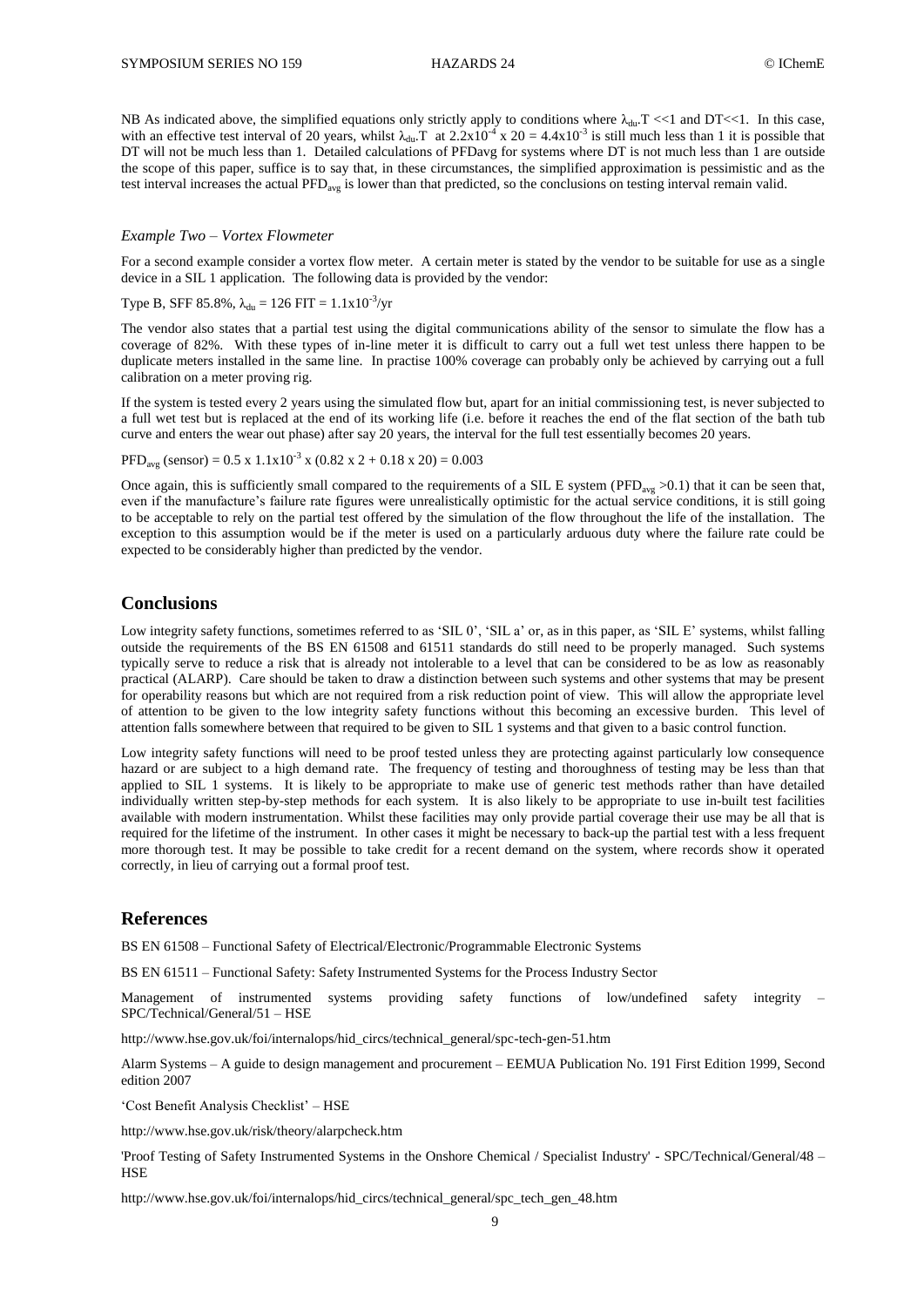NB As indicated above, the simplified equations only strictly apply to conditions where $\lambda_{du}.T << 1$ and $DT << 1$. In this case, with an effective test interval of 20 years, whilst $\lambda_{du}.T$ at $2.2 \times 10^{-4} \times 20 = 4.4 \times 10^{-3}$ is still much less than 1 it is possible that DT will not be much less than 1. Detailed calculations of PFDavg for systems where DT is not much less than 1 are outside the scope of this paper, suffice is to say that, in these circumstances, the simplified approximation is pessimistic and as the test interval increases the actual $PFD_{avg}$ is lower than that predicted, so the conclusions on testing interval remain valid.

*Example Two – Vortex Flowmeter*

For a second example consider a vortex flow meter. A certain meter is stated by the vendor to be suitable for use as a single device in a SIL 1 application. The following data is provided by the vendor:

Type B, SFF 85.8%, $\lambda_{du} = 126$ FIT $= 1.1 \times 10^{-3}$/yr

The vendor also states that a partial test using the digital communications ability of the sensor to simulate the flow has a coverage of 82%. With these types of in-line meter it is difficult to carry out a full wet test unless there happen to be duplicate meters installed in the same line. In practise 100% coverage can probably only be achieved by carrying out a full calibration on a meter proving rig.

If the system is tested every 2 years using the simulated flow but, apart for an initial commissioning test, is never subjected to a full wet test but is replaced at the end of its working life (i.e. before it reaches the end of the flat section of the bath tub curve and enters the wear out phase) after say 20 years, the interval for the full test essentially becomes 20 years.

$PFD_{avg}$ (sensor) $= 0.5 \times 1.1 \times 10^{-3} \times (0.82 \times 2 + 0.18 \times 20) = 0.003$

Once again, this is sufficiently small compared to the requirements of a SIL E system ($PFD_{avg} > 0.1$) that it can be seen that, even if the manufacture's failure rate figures were unrealistically optimistic for the actual service conditions, it is still going to be acceptable to rely on the partial test offered by the simulation of the flow throughout the life of the installation. The exception to this assumption would be if the meter is used on a particularly arduous duty where the failure rate could be expected to be considerably higher than predicted by the vendor.

## Conclusions

Low integrity safety functions, sometimes referred to as 'SIL 0', 'SIL a' or, as in this paper, as 'SIL E' systems, whilst falling outside the requirements of the BS EN 61508 and 61511 standards do still need to be properly managed. Such systems typically serve to reduce a risk that is already not intolerable to a level that can be considered to be as low as reasonably practical (ALARP). Care should be taken to draw a distinction between such systems and other systems that may be present for operability reasons but which are not required from a risk reduction point of view. This will allow the appropriate level of attention to be given to the low integrity safety functions without this becoming an excessive burden. This level of attention falls somewhere between that required to be given to SIL 1 systems and that given to a basic control function.

Low integrity safety functions will need to be proof tested unless they are protecting against particularly low consequence hazard or are subject to a high demand rate. The frequency of testing and thoroughness of testing may be less than that applied to SIL 1 systems. It is likely to be appropriate to make use of generic test methods rather than have detailed individually written step-by-step methods for each system. It is also likely to be appropriate to use in-built test facilities available with modern instrumentation. Whilst these facilities may only provide partial coverage their use may be all that is required for the lifetime of the instrument. In other cases it might be necessary to back-up the partial test with a less frequent more thorough test. It may be possible to take credit for a recent demand on the system, where records show it operated correctly, in lieu of carrying out a formal proof test.

## References

BS EN 61508 – Functional Safety of Electrical/Electronic/Programmable Electronic Systems

BS EN 61511 – Functional Safety: Safety Instrumented Systems for the Process Industry Sector

Management of instrumented systems providing safety functions of low/undefined safety integrity – SPC/Technical/General/51 – HSE

http://www.hse.gov.uk/foi/internalops/hid_circs/technical_general/spc-tech-gen-51.htm

Alarm Systems – A guide to design management and procurement – EEMUA Publication No. 191 First Edition 1999, Second edition 2007

'Cost Benefit Analysis Checklist' – HSE

http://www.hse.gov.uk/risk/theory/alarpcheck.htm

'Proof Testing of Safety Instrumented Systems in the Onshore Chemical / Specialist Industry' - SPC/Technical/General/48 – HSE

http://www.hse.gov.uk/foi/internalops/hid_circs/technical_general/spc_tech_gen_48.htm